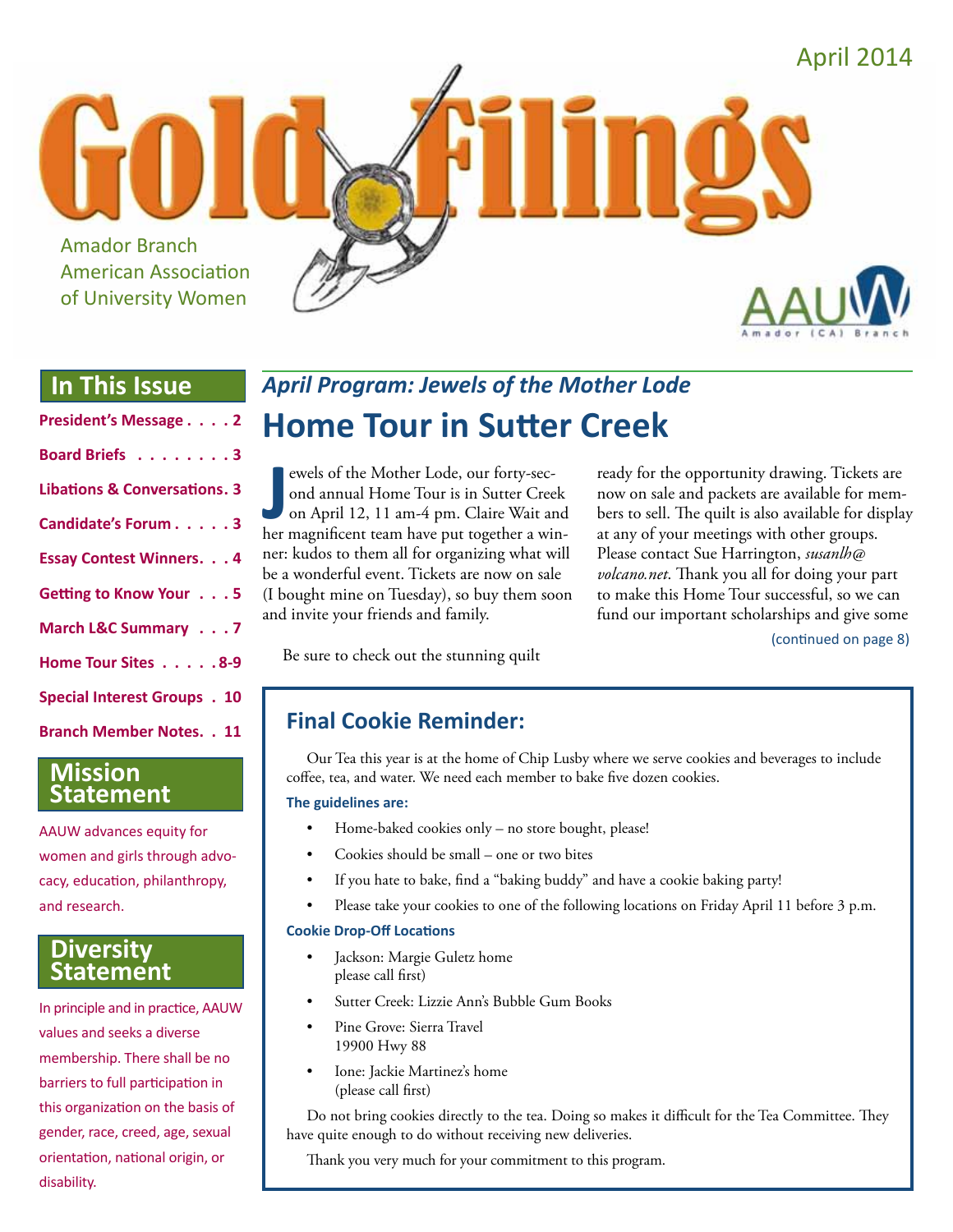April 2014

# Gold Filings

Amador Branch
American Association
of University Women

AAUW
Amador (CA) Branch

## In This Issue

**President's Message . . . . 2**

**Board Briefs . . . . . . . . 3**

**Libations & Conversations. 3**

**Candidate's Forum . . . . . 3**

**Essay Contest Winners. . . 4**

**Getting to Know Your . . . 5**

**March L&C Summary . . . 7**

**Home Tour Sites . . . . . 8-9**

**Special Interest Groups . 10**

**Branch Member Notes. . 11**

## Mission Statement

AAUW advances equity for women and girls through advocacy, education, philanthropy, and research.

## Diversity Statement

In principle and in practice, AAUW values and seeks a diverse membership. There shall be no barriers to full participation in this organization on the basis of gender, race, creed, age, sexual orientation, national origin, or disability.

### *April Program: Jewels of the Mother Lode*

# Home Tour in Sutter Creek

Jewels of the Mother Lode, our forty-second annual Home Tour is in Sutter Creek on April 12, 11 am-4 pm. Claire Wait and her magnificent team have put together a winner: kudos to them all for organizing what will be a wonderful event. Tickets are now on sale (I bought mine on Tuesday), so buy them soon and invite your friends and family.

Be sure to check out the stunning quilt ready for the opportunity drawing. Tickets are now on sale and packets are available for members to sell. The quilt is also available for display at any of your meetings with other groups. Please contact Sue Harrington, *susanlh@volcano.net*. Thank you all for doing your part to make this Home Tour successful, so we can fund our important scholarships and give some

(continued on page 8)

## Final Cookie Reminder:

Our Tea this year is at the home of Chip Lusby where we serve cookies and beverages to include coffee, tea, and water. We need each member to bake five dozen cookies.

**The guidelines are:**

- Home-baked cookies only – no store bought, please!
- Cookies should be small – one or two bites
- If you hate to bake, find a "baking buddy" and have a cookie baking party!
- Please take your cookies to one of the following locations on Friday April 11 before 3 p.m.

**Cookie Drop-Off Locations**

- Jackson: Margie Guletz home
  please call first)
- Sutter Creek: Lizzie Ann's Bubble Gum Books
- Pine Grove: Sierra Travel
  19900 Hwy 88
- Ione: Jackie Martinez's home
  (please call first)

Do not bring cookies directly to the tea. Doing so makes it difficult for the Tea Committee. They have quite enough to do without receiving new deliveries.

Thank you very much for your commitment to this program.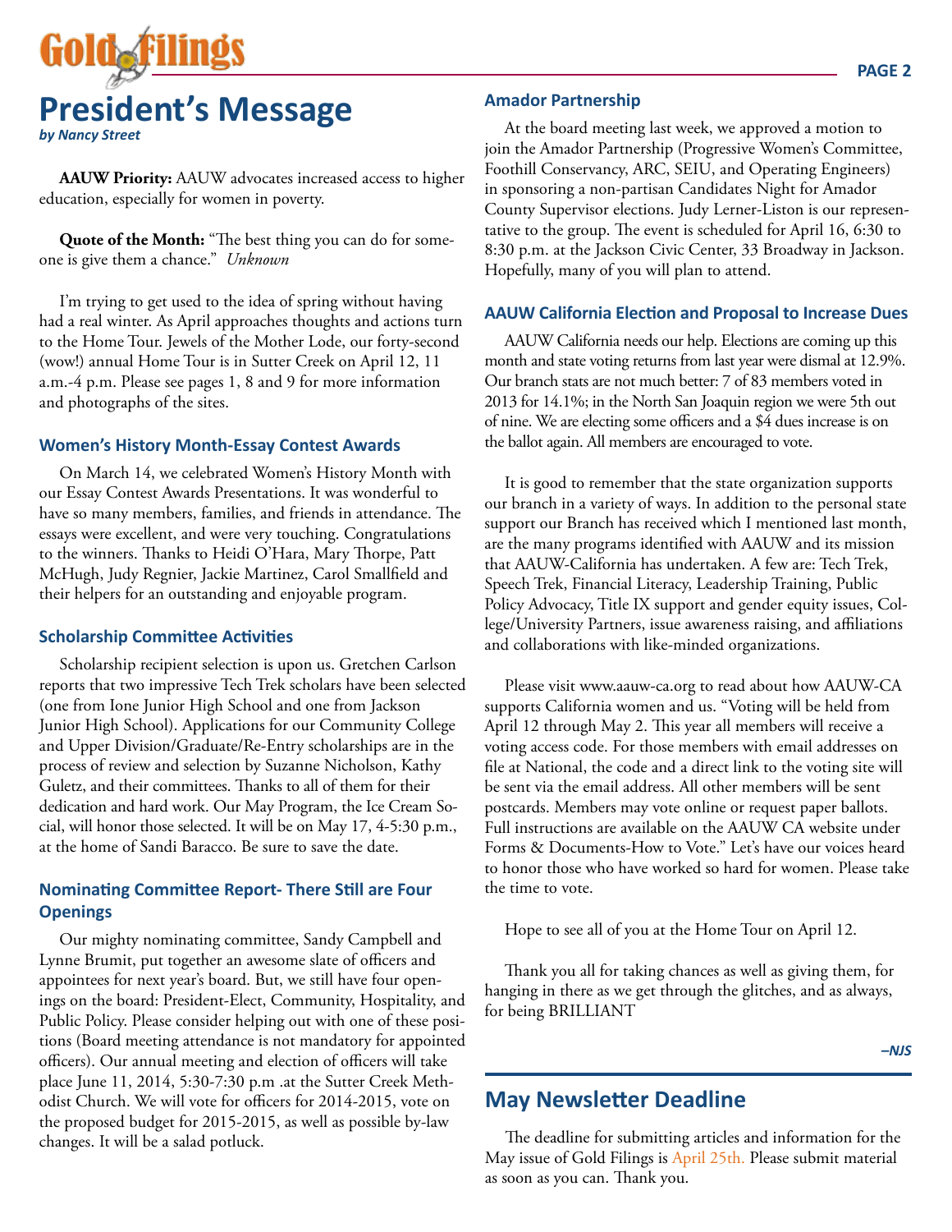# President's Message

***by Nancy Street***

**AAUW Priority:** AAUW advocates increased access to higher education, especially for women in poverty.

**Quote of the Month:** "The best thing you can do for someone is give them a chance." *Unknown*

I'm trying to get used to the idea of spring without having had a real winter. As April approaches thoughts and actions turn to the Home Tour. Jewels of the Mother Lode, our forty-second (wow!) annual Home Tour is in Sutter Creek on April 12, 11 a.m.-4 p.m. Please see pages 1, 8 and 9 for more information and photographs of the sites.

### Women's History Month-Essay Contest Awards

On March 14, we celebrated Women's History Month with our Essay Contest Awards Presentations. It was wonderful to have so many members, families, and friends in attendance. The essays were excellent, and were very touching. Congratulations to the winners. Thanks to Heidi O'Hara, Mary Thorpe, Patt McHugh, Judy Regnier, Jackie Martinez, Carol Smallfield and their helpers for an outstanding and enjoyable program.

### Scholarship Committee Activities

Scholarship recipient selection is upon us. Gretchen Carlson reports that two impressive Tech Trek scholars have been selected (one from Ione Junior High School and one from Jackson Junior High School). Applications for our Community College and Upper Division/Graduate/Re-Entry scholarships are in the process of review and selection by Suzanne Nicholson, Kathy Guletz, and their committees. Thanks to all of them for their dedication and hard work. Our May Program, the Ice Cream Social, will honor those selected. It will be on May 17, 4-5:30 p.m., at the home of Sandi Baracco. Be sure to save the date.

### Nominating Committee Report- There Still are Four Openings

Our mighty nominating committee, Sandy Campbell and Lynne Brumit, put together an awesome slate of officers and appointees for next year's board. But, we still have four openings on the board: President-Elect, Community, Hospitality, and Public Policy. Please consider helping out with one of these positions (Board meeting attendance is not mandatory for appointed officers). Our annual meeting and election of officers will take place June 11, 2014, 5:30-7:30 p.m .at the Sutter Creek Methodist Church. We will vote for officers for 2014-2015, vote on the proposed budget for 2015-2015, as well as possible by-law changes. It will be a salad potluck.

### Amador Partnership

At the board meeting last week, we approved a motion to join the Amador Partnership (Progressive Women's Committee, Foothill Conservancy, ARC, SEIU, and Operating Engineers) in sponsoring a non-partisan Candidates Night for Amador County Supervisor elections. Judy Lerner-Liston is our representative to the group. The event is scheduled for April 16, 6:30 to 8:30 p.m. at the Jackson Civic Center, 33 Broadway in Jackson. Hopefully, many of you will plan to attend.

### AAUW California Election and Proposal to Increase Dues

AAUW California needs our help. Elections are coming up this month and state voting returns from last year were dismal at 12.9%. Our branch stats are not much better: 7 of 83 members voted in 2013 for 14.1%; in the North San Joaquin region we were 5th out of nine. We are electing some officers and a $4 dues increase is on the ballot again. All members are encouraged to vote.

It is good to remember that the state organization supports our branch in a variety of ways. In addition to the personal state support our Branch has received which I mentioned last month, are the many programs identified with AAUW and its mission that AAUW-California has undertaken. A few are: Tech Trek, Speech Trek, Financial Literacy, Leadership Training, Public Policy Advocacy, Title IX support and gender equity issues, College/University Partners, issue awareness raising, and affiliations and collaborations with like-minded organizations.

Please visit www.aauw-ca.org to read about how AAUW-CA supports California women and us. "Voting will be held from April 12 through May 2. This year all members will receive a voting access code. For those members with email addresses on file at National, the code and a direct link to the voting site will be sent via the email address. All other members will be sent postcards. Members may vote online or request paper ballots. Full instructions are available on the AAUW CA website under Forms & Documents-How to Vote." Let's have our voices heard to honor those who have worked so hard for women. Please take the time to vote.

Hope to see all of you at the Home Tour on April 12.

Thank you all for taking chances as well as giving them, for hanging in there as we get through the glitches, and as always, for being BRILLIANT

***–NJS***

## May Newsletter Deadline

The deadline for submitting articles and information for the May issue of Gold Filings is April 25th. Please submit material as soon as you can. Thank you.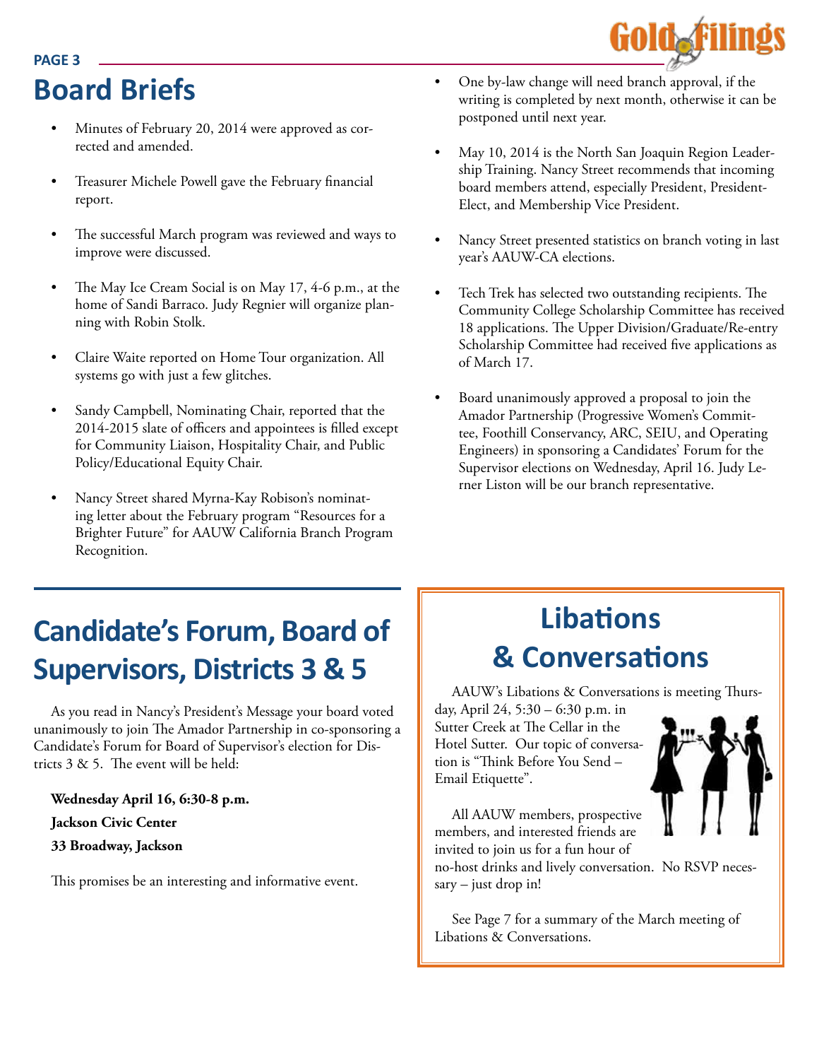# Board Briefs

- Minutes of February 20, 2014 were approved as corrected and amended.
- Treasurer Michele Powell gave the February financial report.
- The successful March program was reviewed and ways to improve were discussed.
- The May Ice Cream Social is on May 17, 4-6 p.m., at the home of Sandi Barraco. Judy Regnier will organize planning with Robin Stolk.
- Claire Waite reported on Home Tour organization. All systems go with just a few glitches.
- Sandy Campbell, Nominating Chair, reported that the 2014-2015 slate of officers and appointees is filled except for Community Liaison, Hospitality Chair, and Public Policy/Educational Equity Chair.
- Nancy Street shared Myrna-Kay Robison's nominating letter about the February program "Resources for a Brighter Future" for AAUW California Branch Program Recognition.
- One by-law change will need branch approval, if the writing is completed by next month, otherwise it can be postponed until next year.
- May 10, 2014 is the North San Joaquin Region Leadership Training. Nancy Street recommends that incoming board members attend, especially President, President-Elect, and Membership Vice President.
- Nancy Street presented statistics on branch voting in last year's AAUW-CA elections.
- Tech Trek has selected two outstanding recipients. The Community College Scholarship Committee has received 18 applications. The Upper Division/Graduate/Re-entry Scholarship Committee had received five applications as of March 17.
- Board unanimously approved a proposal to join the Amador Partnership (Progressive Women's Committee, Foothill Conservancy, ARC, SEIU, and Operating Engineers) in sponsoring a Candidates' Forum for the Supervisor elections on Wednesday, April 16. Judy Lerner Liston will be our branch representative.

# Candidate's Forum, Board of Supervisors, Districts 3 & 5

As you read in Nancy's President's Message your board voted unanimously to join The Amador Partnership in co-sponsoring a Candidate's Forum for Board of Supervisor's election for Districts 3 & 5. The event will be held:

**Wednesday April 16, 6:30-8 p.m.**

**Jackson Civic Center**

**33 Broadway, Jackson**

This promises be an interesting and informative event.

# Libations & Conversations

AAUW's Libations & Conversations is meeting Thursday, April 24, 5:30 – 6:30 p.m. in Sutter Creek at The Cellar in the Hotel Sutter. Our topic of conversation is "Think Before You Send – Email Etiquette".

All AAUW members, prospective members, and interested friends are invited to join us for a fun hour of no-host drinks and lively conversation. No RSVP necessary – just drop in!

See Page 7 for a summary of the March meeting of Libations & Conversations.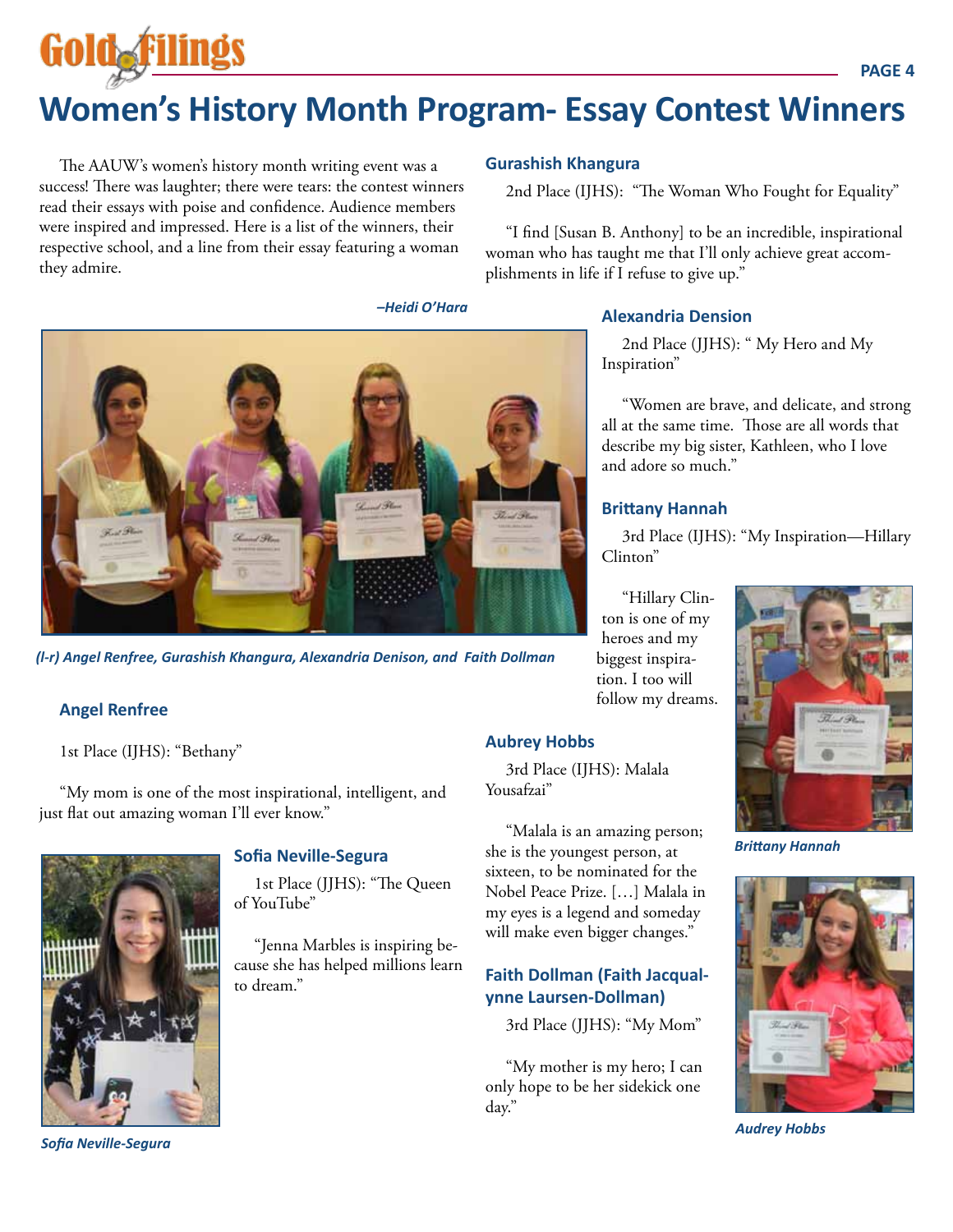# Women's History Month Program- Essay Contest Winners

The AAUW's women's history month writing event was a success! There was laughter; there were tears: the contest winners read their essays with poise and confidence. Audience members were inspired and impressed. Here is a list of the winners, their respective school, and a line from their essay featuring a woman they admire.

*–Heidi O'Hara*

*(l-r) Angel Renfree, Gurashish Khangura, Alexandria Denison, and Faith Dollman*

### Angel Renfree

1st Place (IJHS): "Bethany"

"My mom is one of the most inspirational, intelligent, and just flat out amazing woman I'll ever know."

### Sofia Neville-Segura

1st Place (JJHS): "The Queen of YouTube"

"Jenna Marbles is inspiring because she has helped millions learn to dream."

*Sofia Neville-Segura*

### Gurashish Khangura

2nd Place (IJHS): "The Woman Who Fought for Equality"

"I find [Susan B. Anthony] to be an incredible, inspirational woman who has taught me that I'll only achieve great accomplishments in life if I refuse to give up."

### Alexandria Dension

2nd Place (JJHS): " My Hero and My Inspiration"

"Women are brave, and delicate, and strong all at the same time. Those are all words that describe my big sister, Kathleen, who I love and adore so much."

### Brittany Hannah

3rd Place (IJHS): "My Inspiration—Hillary Clinton"

"Hillary Clinton is one of my heroes and my biggest inspiration. I too will follow my dreams.

*Brittany Hannah*

### Aubrey Hobbs

3rd Place (IJHS): Malala Yousafzai"

"Malala is an amazing person; she is the youngest person, at sixteen, to be nominated for the Nobel Peace Prize. […] Malala in my eyes is a legend and someday will make even bigger changes."

### Faith Dollman (Faith Jacqualynne Laursen-Dollman)

3rd Place (JJHS): "My Mom"

"My mother is my hero; I can only hope to be her sidekick one day."

*Audrey Hobbs*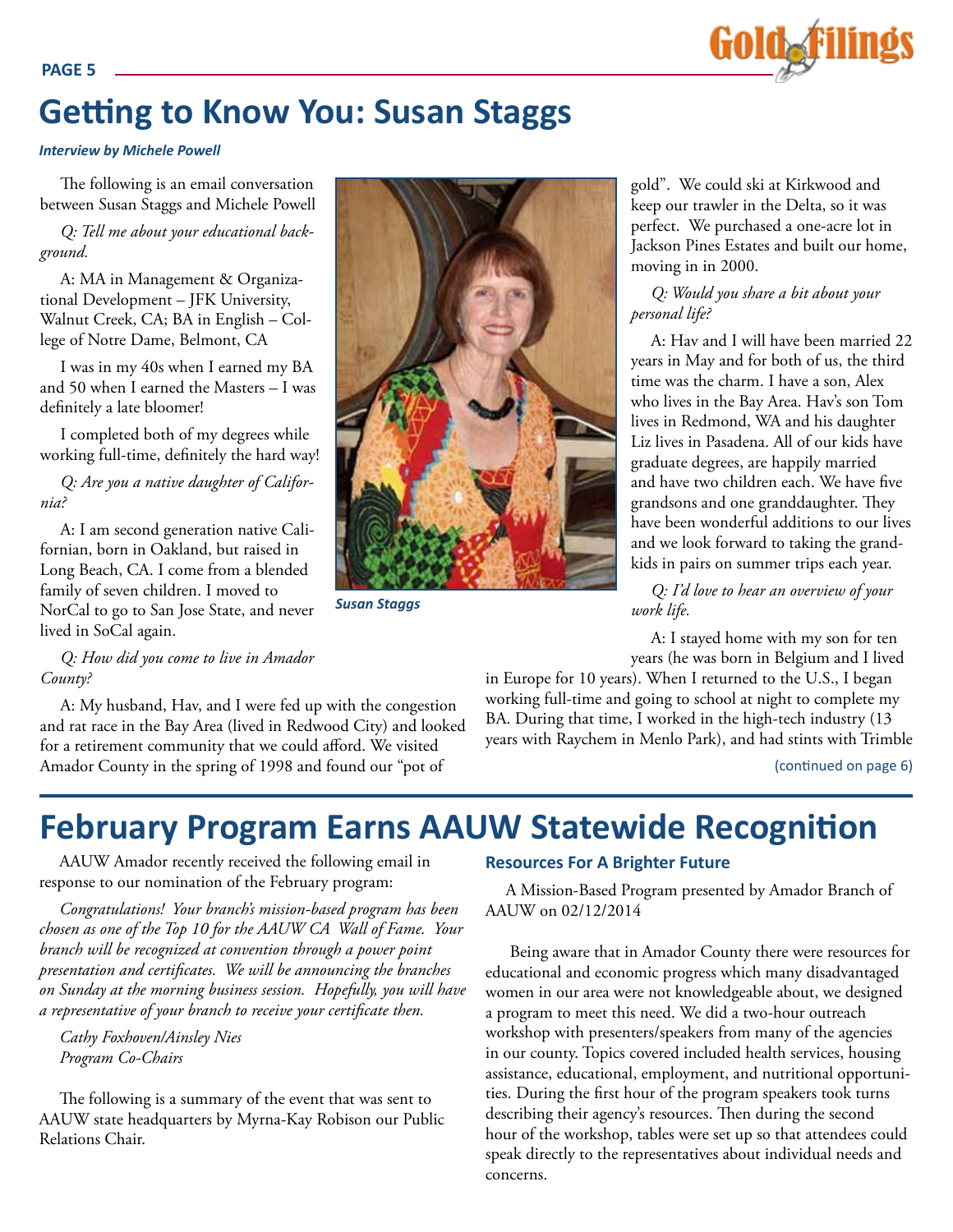# Getting to Know You: Susan Staggs

***Interview by Michele Powell***

The following is an email conversation between Susan Staggs and Michele Powell

*Q: Tell me about your educational background.*

A: MA in Management & Organizational Development – JFK University, Walnut Creek, CA; BA in English – College of Notre Dame, Belmont, CA

I was in my 40s when I earned my BA and 50 when I earned the Masters – I was definitely a late bloomer!

I completed both of my degrees while working full-time, definitely the hard way!

*Q: Are you a native daughter of California?*

A: I am second generation native Californian, born in Oakland, but raised in Long Beach, CA. I come from a blended family of seven children. I moved to NorCal to go to San Jose State, and never lived in SoCal again.

*Q: How did you come to live in Amador County?*

A: My husband, Hav, and I were fed up with the congestion and rat race in the Bay Area (lived in Redwood City) and looked for a retirement community that we could afford. We visited Amador County in the spring of 1998 and found our "pot of gold". We could ski at Kirkwood and keep our trawler in the Delta, so it was perfect. We purchased a one-acre lot in Jackson Pines Estates and built our home, moving in in 2000.

***Susan Staggs***

*Q: Would you share a bit about your personal life?*

A: Hav and I will have been married 22 years in May and for both of us, the third time was the charm. I have a son, Alex who lives in the Bay Area. Hav's son Tom lives in Redmond, WA and his daughter Liz lives in Pasadena. All of our kids have graduate degrees, are happily married and have two children each. We have five grandsons and one granddaughter. They have been wonderful additions to our lives and we look forward to taking the grandkids in pairs on summer trips each year.

*Q: I'd love to hear an overview of your work life.*

A: I stayed home with my son for ten years (he was born in Belgium and I lived in Europe for 10 years). When I returned to the U.S., I began working full-time and going to school at night to complete my BA. During that time, I worked in the high-tech industry (13 years with Raychem in Menlo Park), and had stints with Trimble

(continued on page 6)

# February Program Earns AAUW Statewide Recognition

AAUW Amador recently received the following email in response to our nomination of the February program:

*Congratulations! Your branch's mission-based program has been chosen as one of the Top 10 for the AAUW CA Wall of Fame. Your branch will be recognized at convention through a power point presentation and certificates. We will be announcing the branches on Sunday at the morning business session. Hopefully, you will have a representative of your branch to receive your certificate then.*

*Cathy Foxhoven/Ainsley Nies*
*Program Co-Chairs*

The following is a summary of the event that was sent to AAUW state headquarters by Myrna-Kay Robison our Public Relations Chair.

### Resources For A Brighter Future

A Mission-Based Program presented by Amador Branch of AAUW on 02/12/2014

Being aware that in Amador County there were resources for educational and economic progress which many disadvantaged women in our area were not knowledgeable about, we designed a program to meet this need. We did a two-hour outreach workshop with presenters/speakers from many of the agencies in our county. Topics covered included health services, housing assistance, educational, employment, and nutritional opportunities. During the first hour of the program speakers took turns describing their agency's resources. Then during the second hour of the workshop, tables were set up so that attendees could speak directly to the representatives about individual needs and concerns.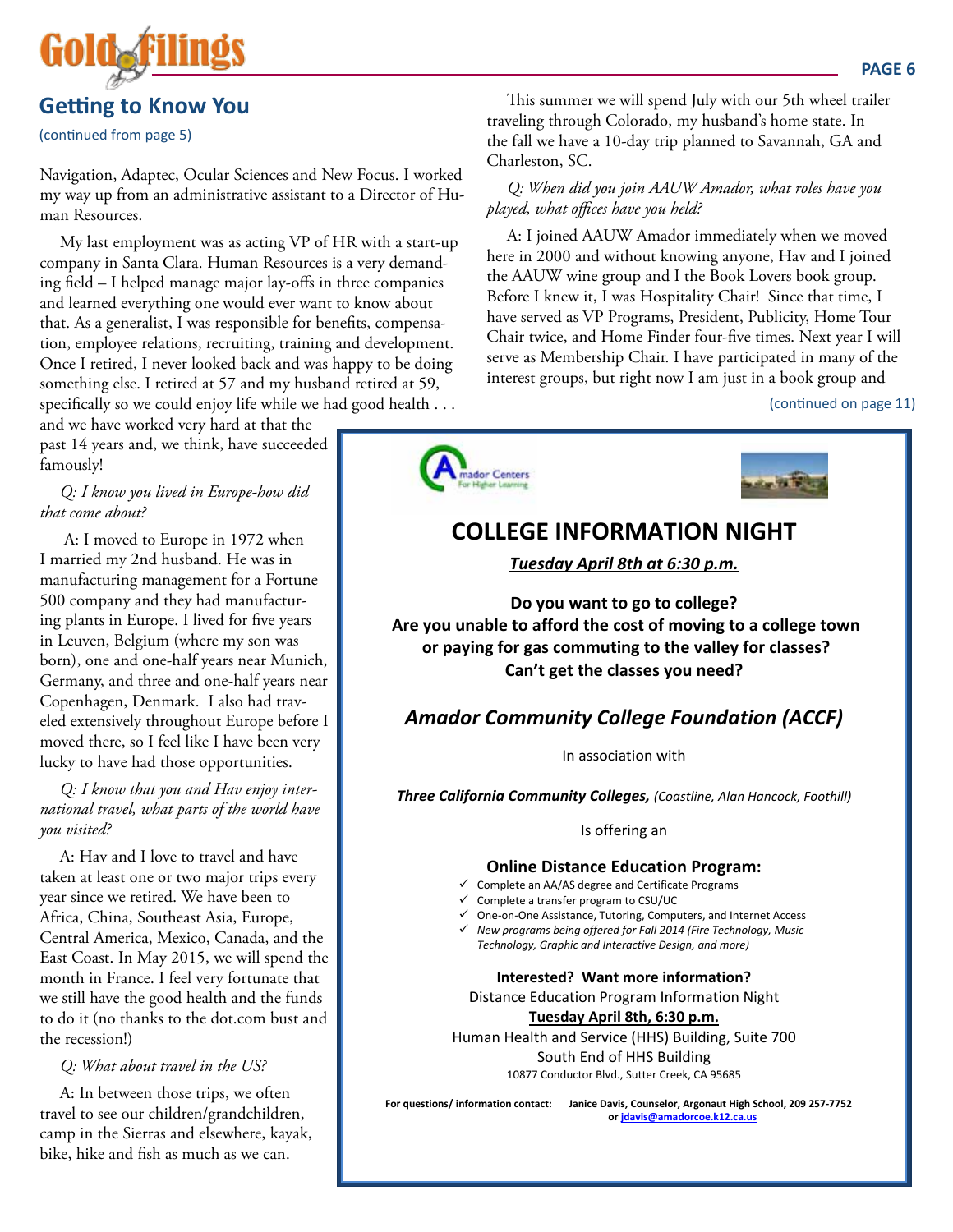## Getting to Know You

(continued from page 5)

Navigation, Adaptec, Ocular Sciences and New Focus. I worked my way up from an administrative assistant to a Director of Human Resources.

My last employment was as acting VP of HR with a start-up company in Santa Clara. Human Resources is a very demanding field – I helped manage major lay-offs in three companies and learned everything one would ever want to know about that. As a generalist, I was responsible for benefits, compensation, employee relations, recruiting, training and development. Once I retired, I never looked back and was happy to be doing something else. I retired at 57 and my husband retired at 59, specifically so we could enjoy life while we had good health . . . and we have worked very hard at that the past 14 years and, we think, have succeeded famously!

*Q: I know you lived in Europe-how did that come about?*

A: I moved to Europe in 1972 when I married my 2nd husband. He was in manufacturing management for a Fortune 500 company and they had manufacturing plants in Europe. I lived for five years in Leuven, Belgium (where my son was born), one and one-half years near Munich, Germany, and three and one-half years near Copenhagen, Denmark. I also had traveled extensively throughout Europe before I moved there, so I feel like I have been very lucky to have had those opportunities.

*Q: I know that you and Hav enjoy international travel, what parts of the world have you visited?*

A: Hav and I love to travel and have taken at least one or two major trips every year since we retired. We have been to Africa, China, Southeast Asia, Europe, Central America, Mexico, Canada, and the East Coast. In May 2015, we will spend the month in France. I feel very fortunate that we still have the good health and the funds to do it (no thanks to the dot.com bust and the recession!)

*Q: What about travel in the US?*

A: In between those trips, we often travel to see our children/grandchildren, camp in the Sierras and elsewhere, kayak, bike, hike and fish as much as we can.

This summer we will spend July with our 5th wheel trailer traveling through Colorado, my husband's home state. In the fall we have a 10-day trip planned to Savannah, GA and Charleston, SC.

*Q: When did you join AAUW Amador, what roles have you played, what offices have you held?*

A: I joined AAUW Amador immediately when we moved here in 2000 and without knowing anyone, Hav and I joined the AAUW wine group and I the Book Lovers book group. Before I knew it, I was Hospitality Chair! Since that time, I have served as VP Programs, President, Publicity, Home Tour Chair twice, and Home Finder four-five times. Next year I will serve as Membership Chair. I have participated in many of the interest groups, but right now I am just in a book group and

(continued on page 11)

---

Amador Centers For Higher Learning

## COLLEGE INFORMATION NIGHT

***Tuesday April 8th at 6:30 p.m.***

**Do you want to go to college?**
**Are you unable to afford the cost of moving to a college town or paying for gas commuting to the valley for classes?**
**Can't get the classes you need?**

### *Amador Community College Foundation (ACCF)*

In association with

***Three California Community Colleges,*** *(Coastline, Alan Hancock, Foothill)*

Is offering an

**Online Distance Education Program:**

- ✓ Complete an AA/AS degree and Certificate Programs
- ✓ Complete a transfer program to CSU/UC
- ✓ One-on-One Assistance, Tutoring, Computers, and Internet Access
- ✓ *New programs being offered for Fall 2014 (Fire Technology, Music Technology, Graphic and Interactive Design, and more)*

**Interested? Want more information?**
Distance Education Program Information Night
**Tuesday April 8th, 6:30 p.m.**
Human Health and Service (HHS) Building, Suite 700
South End of HHS Building
10877 Conductor Blvd., Sutter Creek, CA 95685

**For questions/ information contact: Janice Davis, Counselor, Argonaut High School, 209 257-7752 or jdavis@amadorcoe.k12.ca.us**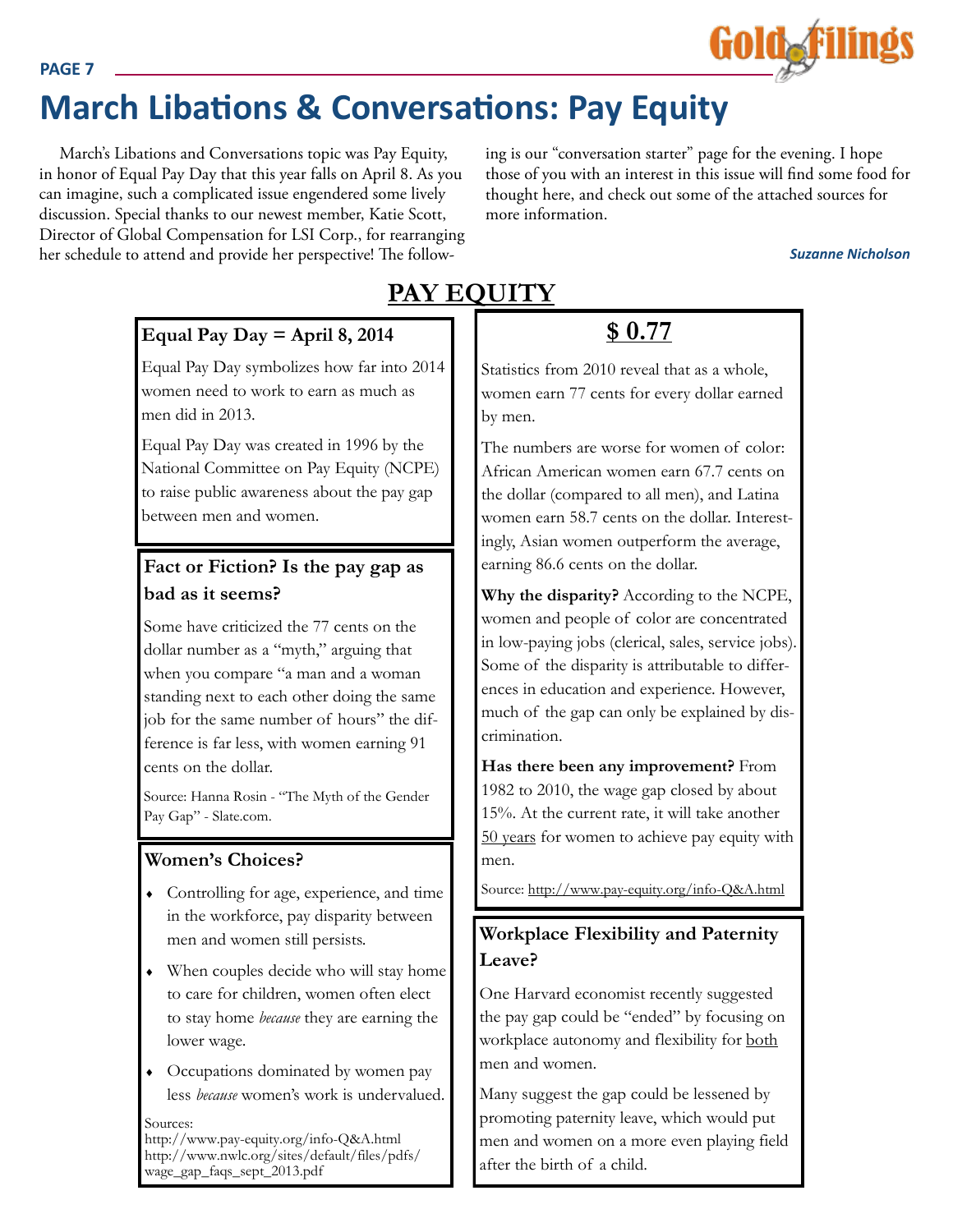# March Libations & Conversations: Pay Equity

March's Libations and Conversations topic was Pay Equity, in honor of Equal Pay Day that this year falls on April 8. As you can imagine, such a complicated issue engendered some lively discussion. Special thanks to our newest member, Katie Scott, Director of Global Compensation for LSI Corp., for rearranging her schedule to attend and provide her perspective! The following is our "conversation starter" page for the evening. I hope those of you with an interest in this issue will find some food for thought here, and check out some of the attached sources for more information.

*Suzanne Nicholson*

## PAY EQUITY

### Equal Pay Day = April 8, 2014

Equal Pay Day symbolizes how far into 2014 women need to work to earn as much as men did in 2013.

Equal Pay Day was created in 1996 by the National Committee on Pay Equity (NCPE) to raise public awareness about the pay gap between men and women.

### Fact or Fiction? Is the pay gap as bad as it seems?

Some have criticized the 77 cents on the dollar number as a "myth," arguing that when you compare "a man and a woman standing next to each other doing the same job for the same number of hours" the difference is far less, with women earning 91 cents on the dollar.

Source: Hanna Rosin - "The Myth of the Gender Pay Gap" - Slate.com.

### Women's Choices?

- Controlling for age, experience, and time in the workforce, pay disparity between men and women still persists.
- When couples decide who will stay home to care for children, women often elect to stay home *because* they are earning the lower wage.
- Occupations dominated by women pay less *because* women's work is undervalued.

Sources:
http://www.pay-equity.org/info-Q&A.html
http://www.nwlc.org/sites/default/files/pdfs/wage_gap_faqs_sept_2013.pdf

### $ 0.77

Statistics from 2010 reveal that as a whole, women earn 77 cents for every dollar earned by men.

The numbers are worse for women of color: African American women earn 67.7 cents on the dollar (compared to all men), and Latina women earn 58.7 cents on the dollar. Interestingly, Asian women outperform the average, earning 86.6 cents on the dollar.

**Why the disparity?** According to the NCPE, women and people of color are concentrated in low-paying jobs (clerical, sales, service jobs). Some of the disparity is attributable to differences in education and experience. However, much of the gap can only be explained by discrimination.

**Has there been any improvement?** From 1982 to 2010, the wage gap closed by about 15%. At the current rate, it will take another 50 years for women to achieve pay equity with men.

Source: http://www.pay-equity.org/info-Q&A.html

### Workplace Flexibility and Paternity Leave?

One Harvard economist recently suggested the pay gap could be "ended" by focusing on workplace autonomy and flexibility for both men and women.

Many suggest the gap could be lessened by promoting paternity leave, which would put men and women on a more even playing field after the birth of a child.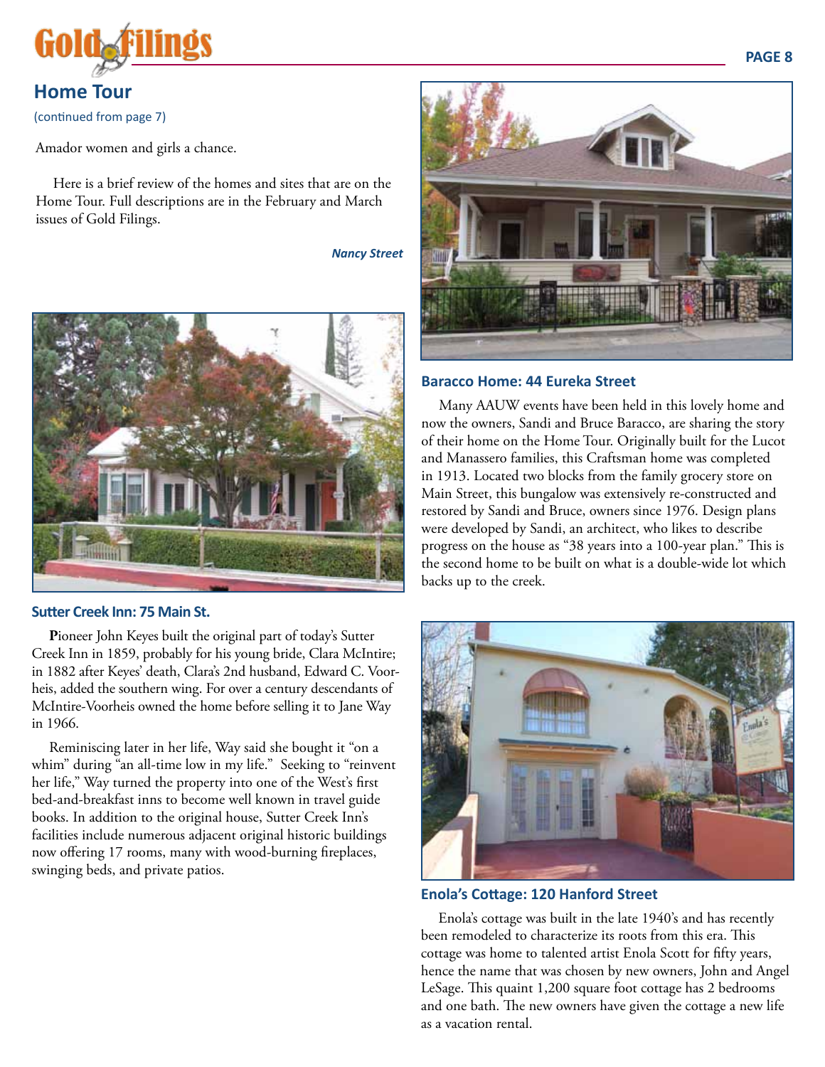## Home Tour

(continued from page 7)

Amador women and girls a chance.

Here is a brief review of the homes and sites that are on the Home Tour. Full descriptions are in the February and March issues of Gold Filings.

***Nancy Street***

### Sutter Creek Inn: 75 Main St.

**P**ioneer John Keyes built the original part of today's Sutter Creek Inn in 1859, probably for his young bride, Clara McIntire; in 1882 after Keyes' death, Clara's 2nd husband, Edward C. Voorheis, added the southern wing. For over a century descendants of McIntire-Voorheis owned the home before selling it to Jane Way in 1966.

Reminiscing later in her life, Way said she bought it "on a whim" during "an all-time low in my life." Seeking to "reinvent her life," Way turned the property into one of the West's first bed-and-breakfast inns to become well known in travel guide books. In addition to the original house, Sutter Creek Inn's facilities include numerous adjacent original historic buildings now offering 17 rooms, many with wood-burning fireplaces, swinging beds, and private patios.

### Baracco Home: 44 Eureka Street

Many AAUW events have been held in this lovely home and now the owners, Sandi and Bruce Baracco, are sharing the story of their home on the Home Tour. Originally built for the Lucot and Manassero families, this Craftsman home was completed in 1913. Located two blocks from the family grocery store on Main Street, this bungalow was extensively re-constructed and restored by Sandi and Bruce, owners since 1976. Design plans were developed by Sandi, an architect, who likes to describe progress on the house as "38 years into a 100-year plan." This is the second home to be built on what is a double-wide lot which backs up to the creek.

### Enola's Cottage: 120 Hanford Street

Enola's cottage was built in the late 1940's and has recently been remodeled to characterize its roots from this era. This cottage was home to talented artist Enola Scott for fifty years, hence the name that was chosen by new owners, John and Angel LeSage. This quaint 1,200 square foot cottage has 2 bedrooms and one bath. The new owners have given the cottage a new life as a vacation rental.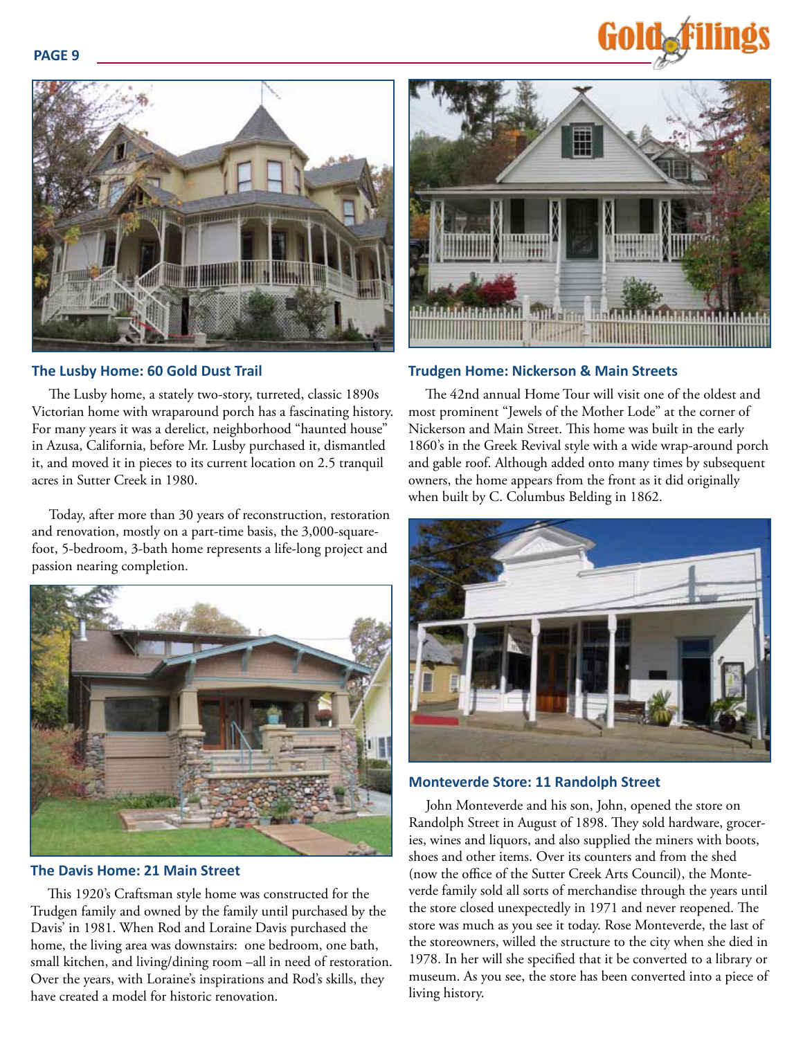### The Lusby Home: 60 Gold Dust Trail

The Lusby home, a stately two-story, turreted, classic 1890s Victorian home with wraparound porch has a fascinating history. For many years it was a derelict, neighborhood "haunted house" in Azusa, California, before Mr. Lusby purchased it, dismantled it, and moved it in pieces to its current location on 2.5 tranquil acres in Sutter Creek in 1980.

Today, after more than 30 years of reconstruction, restoration and renovation, mostly on a part-time basis, the 3,000-square-foot, 5-bedroom, 3-bath home represents a life-long project and passion nearing completion.

### The Davis Home: 21 Main Street

This 1920's Craftsman style home was constructed for the Trudgen family and owned by the family until purchased by the Davis' in 1981. When Rod and Loraine Davis purchased the home, the living area was downstairs: one bedroom, one bath, small kitchen, and living/dining room –all in need of restoration. Over the years, with Loraine's inspirations and Rod's skills, they have created a model for historic renovation.

### Trudgen Home: Nickerson & Main Streets

The 42nd annual Home Tour will visit one of the oldest and most prominent "Jewels of the Mother Lode" at the corner of Nickerson and Main Street. This home was built in the early 1860's in the Greek Revival style with a wide wrap-around porch and gable roof. Although added onto many times by subsequent owners, the home appears from the front as it did originally when built by C. Columbus Belding in 1862.

### Monteverde Store: 11 Randolph Street

John Monteverde and his son, John, opened the store on Randolph Street in August of 1898. They sold hardware, groceries, wines and liquors, and also supplied the miners with boots, shoes and other items. Over its counters and from the shed (now the office of the Sutter Creek Arts Council), the Monteverde family sold all sorts of merchandise through the years until the store closed unexpectedly in 1971 and never reopened. The store was much as you see it today. Rose Monteverde, the last of the storeowners, willed the structure to the city when she died in 1978. In her will she specified that it be converted to a library or museum. As you see, the store has been converted into a piece of living history.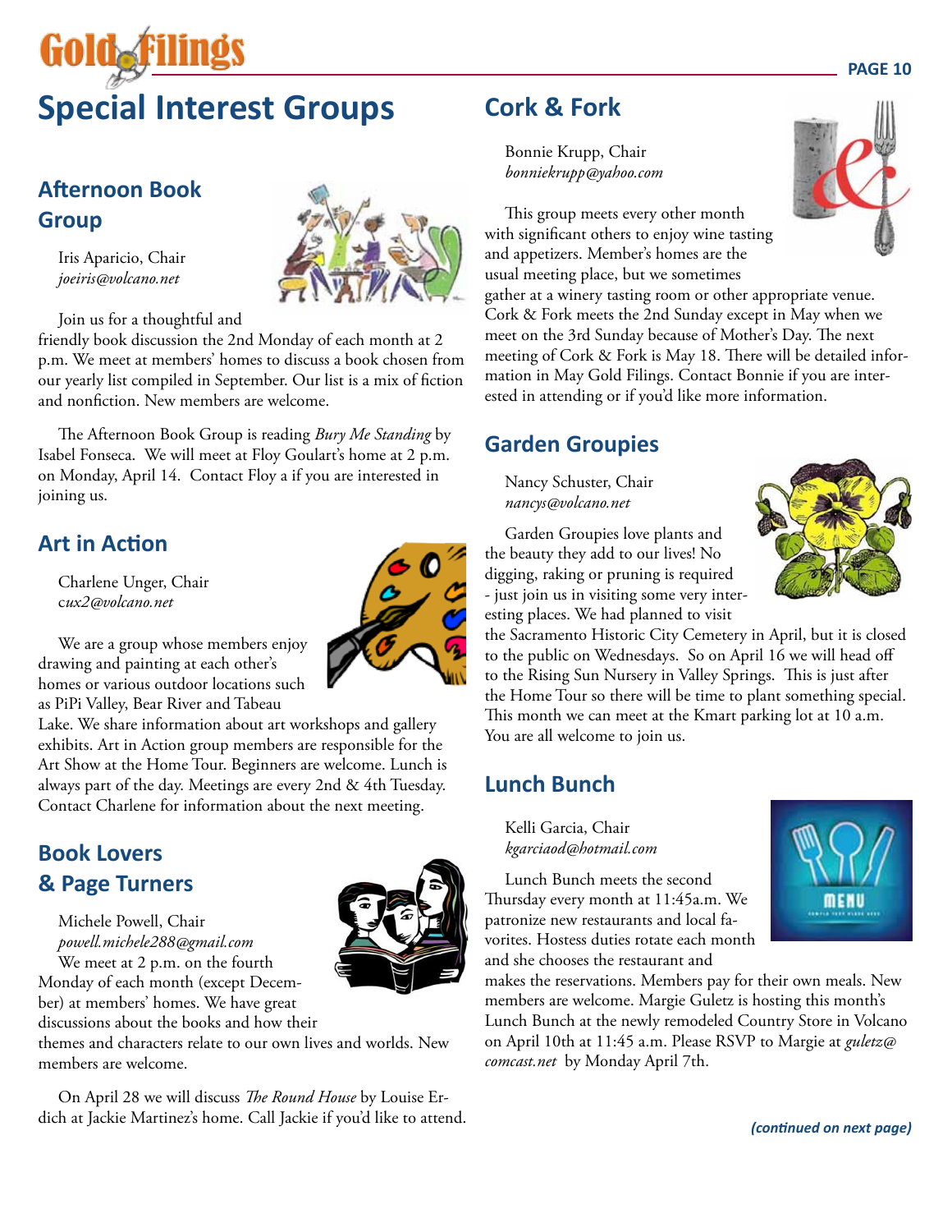# Special Interest Groups

## Afternoon Book Group

Iris Aparicio, Chair
*joeiris@volcano.net*

Join us for a thoughtful and friendly book discussion the 2nd Monday of each month at 2 p.m. We meet at members' homes to discuss a book chosen from our yearly list compiled in September. Our list is a mix of fiction and nonfiction. New members are welcome.

The Afternoon Book Group is reading *Bury Me Standing* by Isabel Fonseca. We will meet at Floy Goulart's home at 2 p.m. on Monday, April 14. Contact Floy a if you are interested in joining us.

## Art in Action

Charlene Unger, Chair
*cux2@volcano.net*

We are a group whose members enjoy drawing and painting at each other's homes or various outdoor locations such as PiPi Valley, Bear River and Tabeau Lake. We share information about art workshops and gallery exhibits. Art in Action group members are responsible for the Art Show at the Home Tour. Beginners are welcome. Lunch is always part of the day. Meetings are every 2nd & 4th Tuesday. Contact Charlene for information about the next meeting.

## Book Lovers & Page Turners

Michele Powell, Chair
*powell.michele288@gmail.com*

We meet at 2 p.m. on the fourth Monday of each month (except December) at members' homes. We have great discussions about the books and how their themes and characters relate to our own lives and worlds. New members are welcome.

On April 28 we will discuss *The Round House* by Louise Erdich at Jackie Martinez's home. Call Jackie if you'd like to attend.

## Cork & Fork

Bonnie Krupp, Chair
*bonniekrupp@yahoo.com*

This group meets every other month with significant others to enjoy wine tasting and appetizers. Member's homes are the usual meeting place, but we sometimes gather at a winery tasting room or other appropriate venue. Cork & Fork meets the 2nd Sunday except in May when we meet on the 3rd Sunday because of Mother's Day. The next meeting of Cork & Fork is May 18. There will be detailed information in May Gold Filings. Contact Bonnie if you are interested in attending or if you'd like more information.

## Garden Groupies

Nancy Schuster, Chair
*nancys@volcano.net*

Garden Groupies love plants and the beauty they add to our lives! No digging, raking or pruning is required - just join us in visiting some very interesting places. We had planned to visit the Sacramento Historic City Cemetery in April, but it is closed to the public on Wednesdays. So on April 16 we will head off to the Rising Sun Nursery in Valley Springs. This is just after the Home Tour so there will be time to plant something special. This month we can meet at the Kmart parking lot at 10 a.m. You are all welcome to join us.

## Lunch Bunch

Kelli Garcia, Chair
*kgarciaod@hotmail.com*

Lunch Bunch meets the second Thursday every month at 11:45a.m. We patronize new restaurants and local favorites. Hostess duties rotate each month and she chooses the restaurant and makes the reservations. Members pay for their own meals. New members are welcome. Margie Guletz is hosting this month's Lunch Bunch at the newly remodeled Country Store in Volcano on April 10th at 11:45 a.m. Please RSVP to Margie at *guletz@comcast.net* by Monday April 7th.

***(continued on next page)***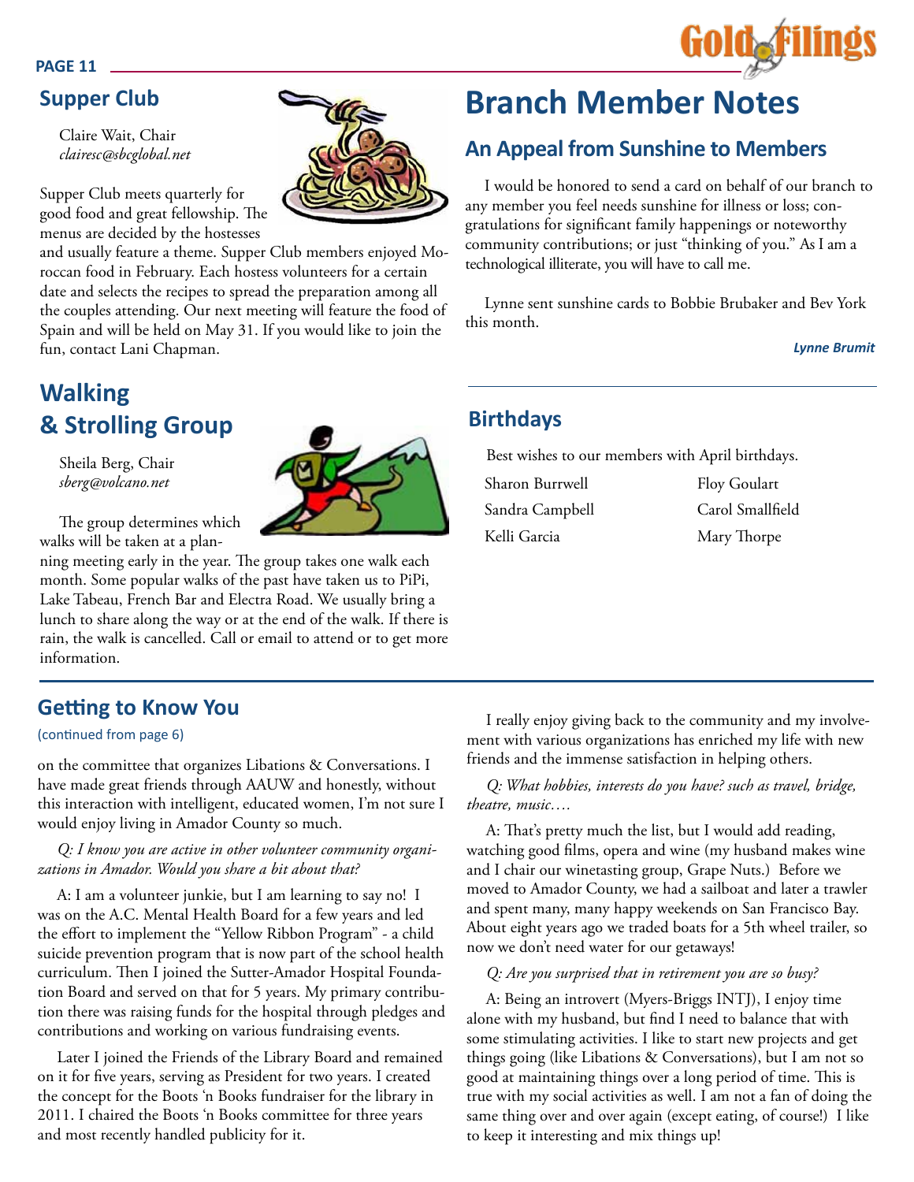## Supper Club

Claire Wait, Chair
*clairesc@sbcglobal.net*

Supper Club meets quarterly for good food and great fellowship. The menus are decided by the hostesses and usually feature a theme. Supper Club members enjoyed Moroccan food in February. Each hostess volunteers for a certain date and selects the recipes to spread the preparation among all the couples attending. Our next meeting will feature the food of Spain and will be held on May 31. If you would like to join the fun, contact Lani Chapman.

## Walking & Strolling Group

Sheila Berg, Chair
*sberg@volcano.net*

The group determines which walks will be taken at a planning meeting early in the year. The group takes one walk each month. Some popular walks of the past have taken us to PiPi, Lake Tabeau, French Bar and Electra Road. We usually bring a lunch to share along the way or at the end of the walk. If there is rain, the walk is cancelled. Call or email to attend or to get more information.

# Branch Member Notes

## An Appeal from Sunshine to Members

I would be honored to send a card on behalf of our branch to any member you feel needs sunshine for illness or loss; congratulations for significant family happenings or noteworthy community contributions; or just "thinking of you." As I am a technological illiterate, you will have to call me.

Lynne sent sunshine cards to Bobbie Brubaker and Bev York this month.

***Lynne Brumit***

## Birthdays

Best wishes to our members with April birthdays.

Sharon Burrwell
Sandra Campbell
Kelli Garcia
Floy Goulart
Carol Smallfield
Mary Thorpe

## Getting to Know You

(continued from page 6)

on the committee that organizes Libations & Conversations. I have made great friends through AAUW and honestly, without this interaction with intelligent, educated women, I'm not sure I would enjoy living in Amador County so much.

*Q: I know you are active in other volunteer community organizations in Amador. Would you share a bit about that?*

A: I am a volunteer junkie, but I am learning to say no! I was on the A.C. Mental Health Board for a few years and led the effort to implement the "Yellow Ribbon Program" - a child suicide prevention program that is now part of the school health curriculum. Then I joined the Sutter-Amador Hospital Foundation Board and served on that for 5 years. My primary contribution there was raising funds for the hospital through pledges and contributions and working on various fundraising events.

Later I joined the Friends of the Library Board and remained on it for five years, serving as President for two years. I created the concept for the Boots 'n Books fundraiser for the library in 2011. I chaired the Boots 'n Books committee for three years and most recently handled publicity for it.

I really enjoy giving back to the community and my involvement with various organizations has enriched my life with new friends and the immense satisfaction in helping others.

*Q: What hobbies, interests do you have? such as travel, bridge, theatre, music….*

A: That's pretty much the list, but I would add reading, watching good films, opera and wine (my husband makes wine and I chair our winetasting group, Grape Nuts.) Before we moved to Amador County, we had a sailboat and later a trawler and spent many, many happy weekends on San Francisco Bay. About eight years ago we traded boats for a 5th wheel trailer, so now we don't need water for our getaways!

*Q: Are you surprised that in retirement you are so busy?*

A: Being an introvert (Myers-Briggs INTJ), I enjoy time alone with my husband, but find I need to balance that with some stimulating activities. I like to start new projects and get things going (like Libations & Conversations), but I am not so good at maintaining things over a long period of time. This is true with my social activities as well. I am not a fan of doing the same thing over and over again (except eating, of course!) I like to keep it interesting and mix things up!